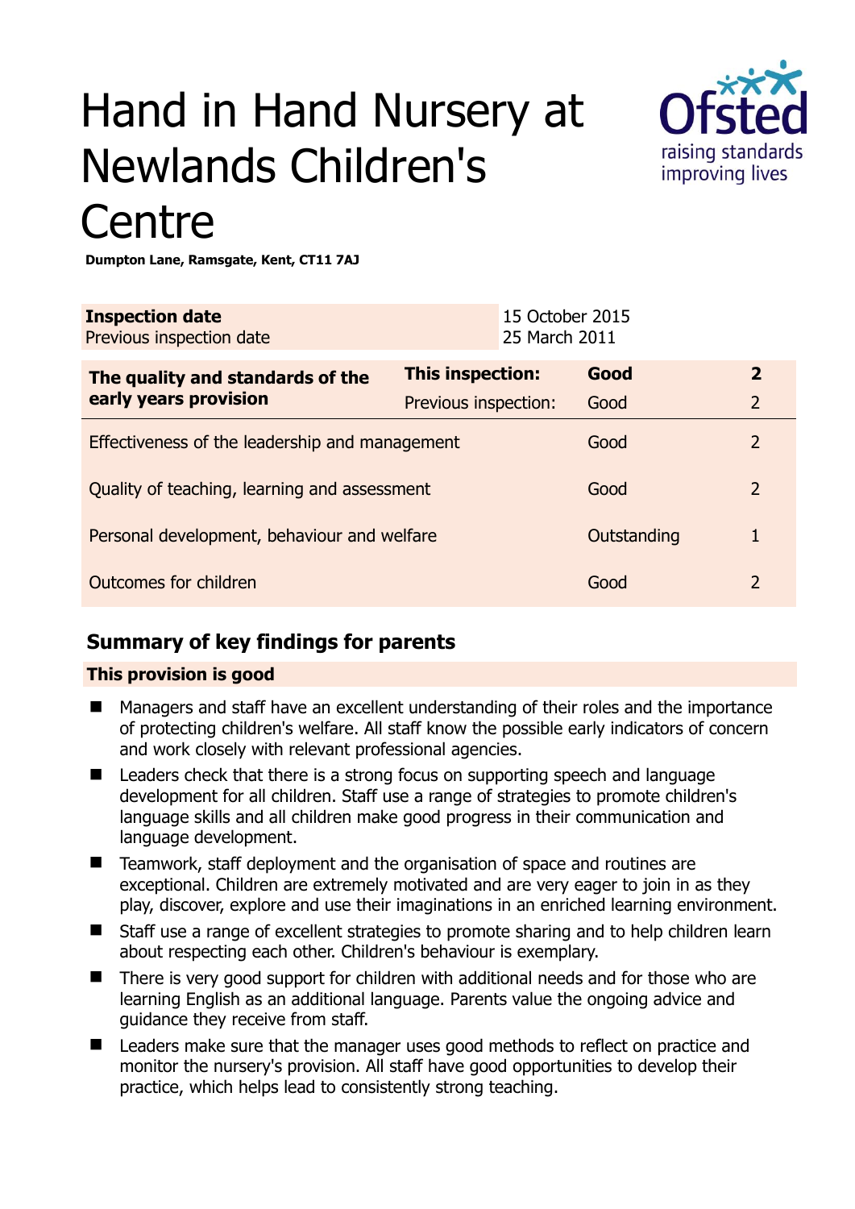# Hand in Hand Nursery at Newlands Children's Centre

**Dumpton Lane, Ramsgate, Kent, CT11 7AJ**

| **Inspection date** | 15 October 2015 |
|---|---|
| Previous inspection date | 25 March 2011 |

| **The quality and standards of the early years provision** | **This inspection:** | **Good** | **2** |
|---|---|---|---|
| | Previous inspection: | Good | 2 |
| Effectiveness of the leadership and management | | Good | 2 |
| Quality of teaching, learning and assessment | | Good | 2 |
| Personal development, behaviour and welfare | | Outstanding | 1 |
| Outcomes for children | | Good | 2 |

## Summary of key findings for parents

**This provision is good**

- Managers and staff have an excellent understanding of their roles and the importance of protecting children's welfare. All staff know the possible early indicators of concern and work closely with relevant professional agencies.
- Leaders check that there is a strong focus on supporting speech and language development for all children. Staff use a range of strategies to promote children's language skills and all children make good progress in their communication and language development.
- Teamwork, staff deployment and the organisation of space and routines are exceptional. Children are extremely motivated and are very eager to join in as they play, discover, explore and use their imaginations in an enriched learning environment.
- Staff use a range of excellent strategies to promote sharing and to help children learn about respecting each other. Children's behaviour is exemplary.
- There is very good support for children with additional needs and for those who are learning English as an additional language. Parents value the ongoing advice and guidance they receive from staff.
- Leaders make sure that the manager uses good methods to reflect on practice and monitor the nursery's provision. All staff have good opportunities to develop their practice, which helps lead to consistently strong teaching.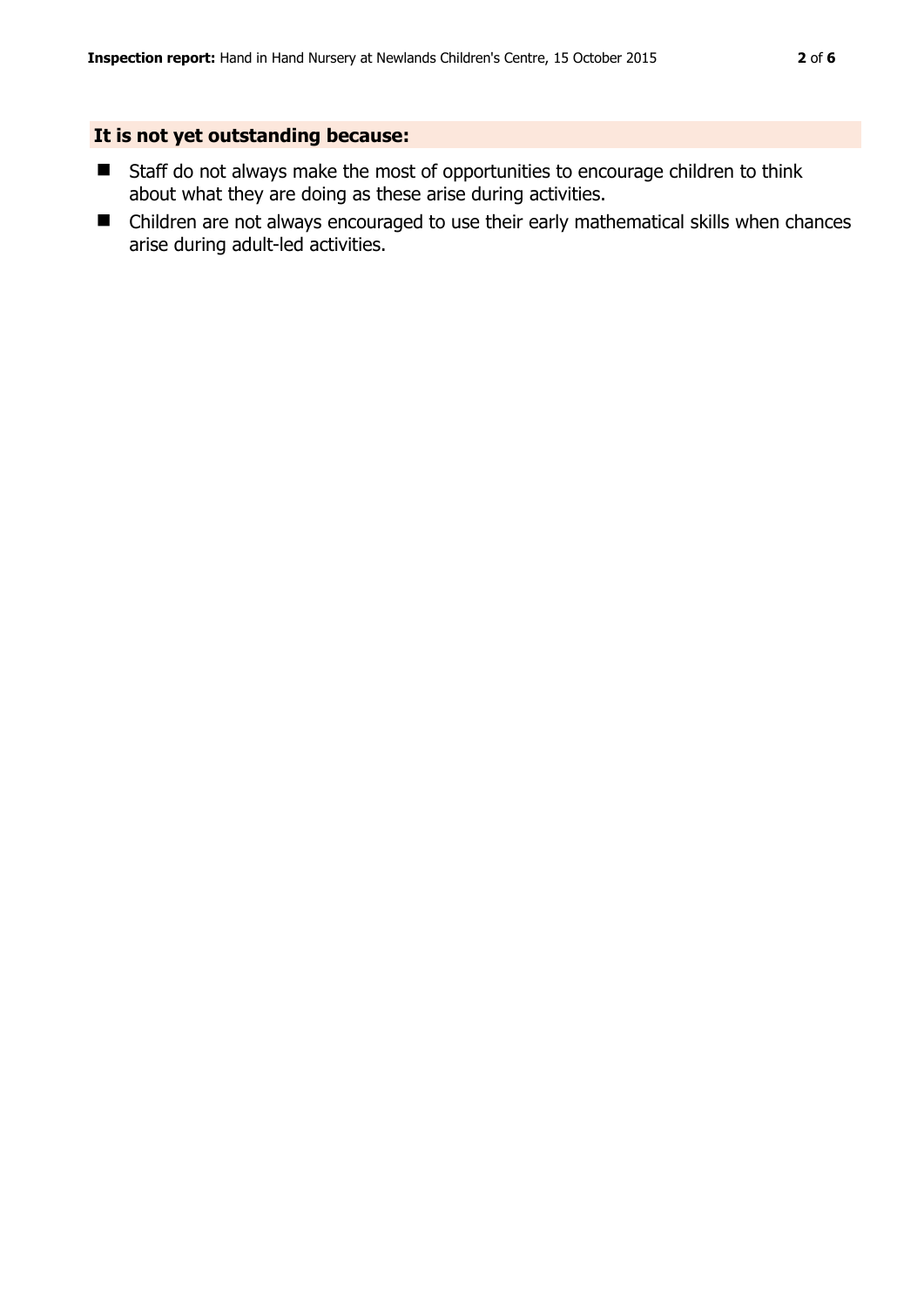## It is not yet outstanding because:

- Staff do not always make the most of opportunities to encourage children to think about what they are doing as these arise during activities.
- Children are not always encouraged to use their early mathematical skills when chances arise during adult-led activities.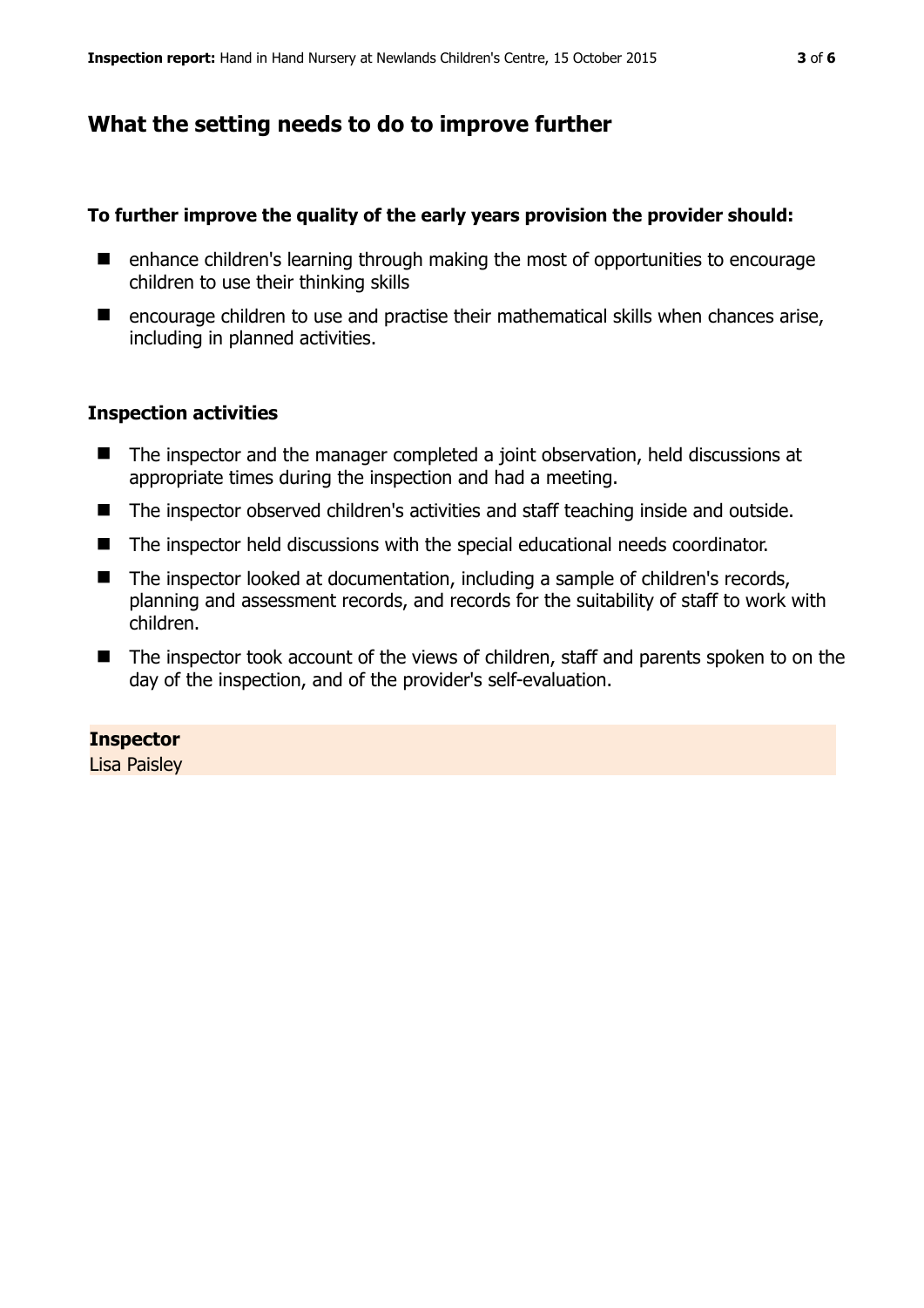## What the setting needs to do to improve further

**To further improve the quality of the early years provision the provider should:**

- enhance children's learning through making the most of opportunities to encourage children to use their thinking skills
- encourage children to use and practise their mathematical skills when chances arise, including in planned activities.

### Inspection activities

- The inspector and the manager completed a joint observation, held discussions at appropriate times during the inspection and had a meeting.
- The inspector observed children's activities and staff teaching inside and outside.
- The inspector held discussions with the special educational needs coordinator.
- The inspector looked at documentation, including a sample of children's records, planning and assessment records, and records for the suitability of staff to work with children.
- The inspector took account of the views of children, staff and parents spoken to on the day of the inspection, and of the provider's self-evaluation.

**Inspector**
Lisa Paisley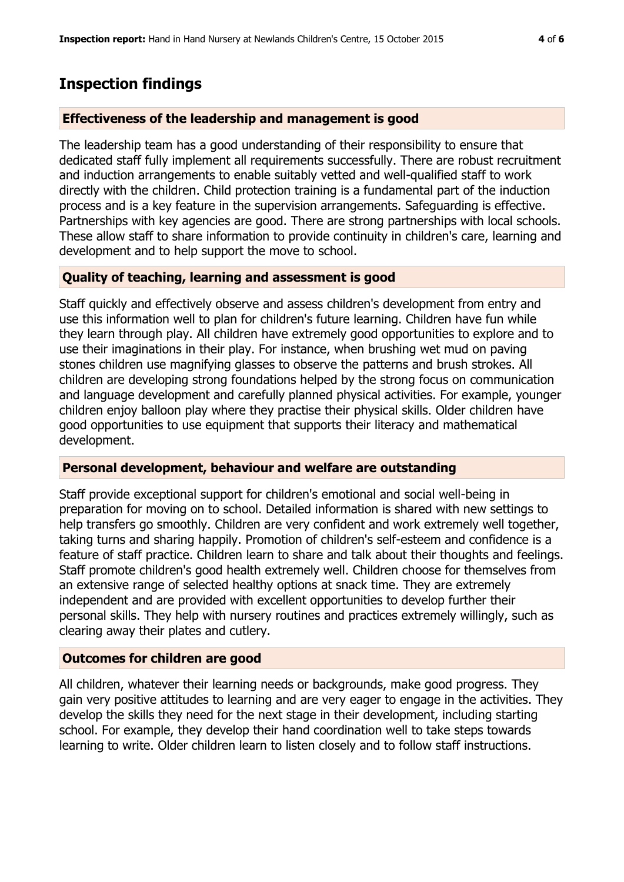## Inspection findings

### Effectiveness of the leadership and management is good

The leadership team has a good understanding of their responsibility to ensure that dedicated staff fully implement all requirements successfully. There are robust recruitment and induction arrangements to enable suitably vetted and well-qualified staff to work directly with the children. Child protection training is a fundamental part of the induction process and is a key feature in the supervision arrangements. Safeguarding is effective. Partnerships with key agencies are good. There are strong partnerships with local schools. These allow staff to share information to provide continuity in children's care, learning and development and to help support the move to school.

### Quality of teaching, learning and assessment is good

Staff quickly and effectively observe and assess children's development from entry and use this information well to plan for children's future learning. Children have fun while they learn through play. All children have extremely good opportunities to explore and to use their imaginations in their play. For instance, when brushing wet mud on paving stones children use magnifying glasses to observe the patterns and brush strokes. All children are developing strong foundations helped by the strong focus on communication and language development and carefully planned physical activities. For example, younger children enjoy balloon play where they practise their physical skills. Older children have good opportunities to use equipment that supports their literacy and mathematical development.

### Personal development, behaviour and welfare are outstanding

Staff provide exceptional support for children's emotional and social well-being in preparation for moving on to school. Detailed information is shared with new settings to help transfers go smoothly. Children are very confident and work extremely well together, taking turns and sharing happily. Promotion of children's self-esteem and confidence is a feature of staff practice. Children learn to share and talk about their thoughts and feelings. Staff promote children's good health extremely well. Children choose for themselves from an extensive range of selected healthy options at snack time. They are extremely independent and are provided with excellent opportunities to develop further their personal skills. They help with nursery routines and practices extremely willingly, such as clearing away their plates and cutlery.

### Outcomes for children are good

All children, whatever their learning needs or backgrounds, make good progress. They gain very positive attitudes to learning and are very eager to engage in the activities. They develop the skills they need for the next stage in their development, including starting school. For example, they develop their hand coordination well to take steps towards learning to write. Older children learn to listen closely and to follow staff instructions.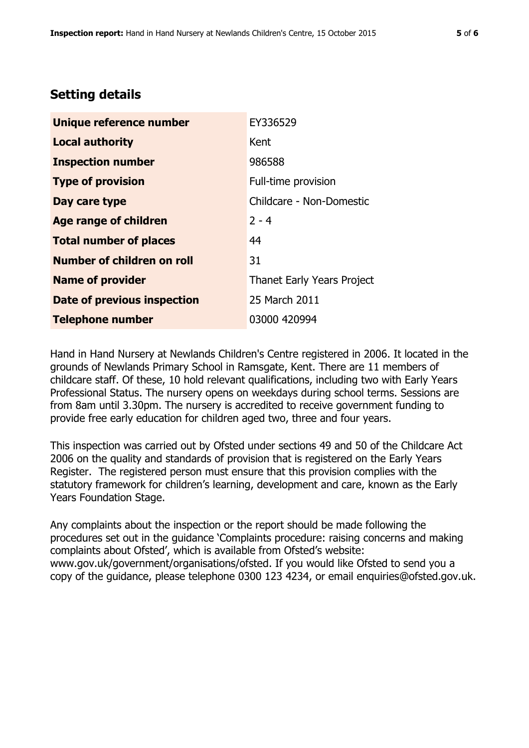## Setting details

| | |
|---|---|
| **Unique reference number** | EY336529 |
| **Local authority** | Kent |
| **Inspection number** | 986588 |
| **Type of provision** | Full-time provision |
| **Day care type** | Childcare - Non-Domestic |
| **Age range of children** | 2 - 4 |
| **Total number of places** | 44 |
| **Number of children on roll** | 31 |
| **Name of provider** | Thanet Early Years Project |
| **Date of previous inspection** | 25 March 2011 |
| **Telephone number** | 03000 420994 |

Hand in Hand Nursery at Newlands Children's Centre registered in 2006. It located in the grounds of Newlands Primary School in Ramsgate, Kent. There are 11 members of childcare staff. Of these, 10 hold relevant qualifications, including two with Early Years Professional Status. The nursery opens on weekdays during school terms. Sessions are from 8am until 3.30pm. The nursery is accredited to receive government funding to provide free early education for children aged two, three and four years.

This inspection was carried out by Ofsted under sections 49 and 50 of the Childcare Act 2006 on the quality and standards of provision that is registered on the Early Years Register. The registered person must ensure that this provision complies with the statutory framework for children's learning, development and care, known as the Early Years Foundation Stage.

Any complaints about the inspection or the report should be made following the procedures set out in the guidance 'Complaints procedure: raising concerns and making complaints about Ofsted', which is available from Ofsted's website: www.gov.uk/government/organisations/ofsted. If you would like Ofsted to send you a copy of the guidance, please telephone 0300 123 4234, or email enquiries@ofsted.gov.uk.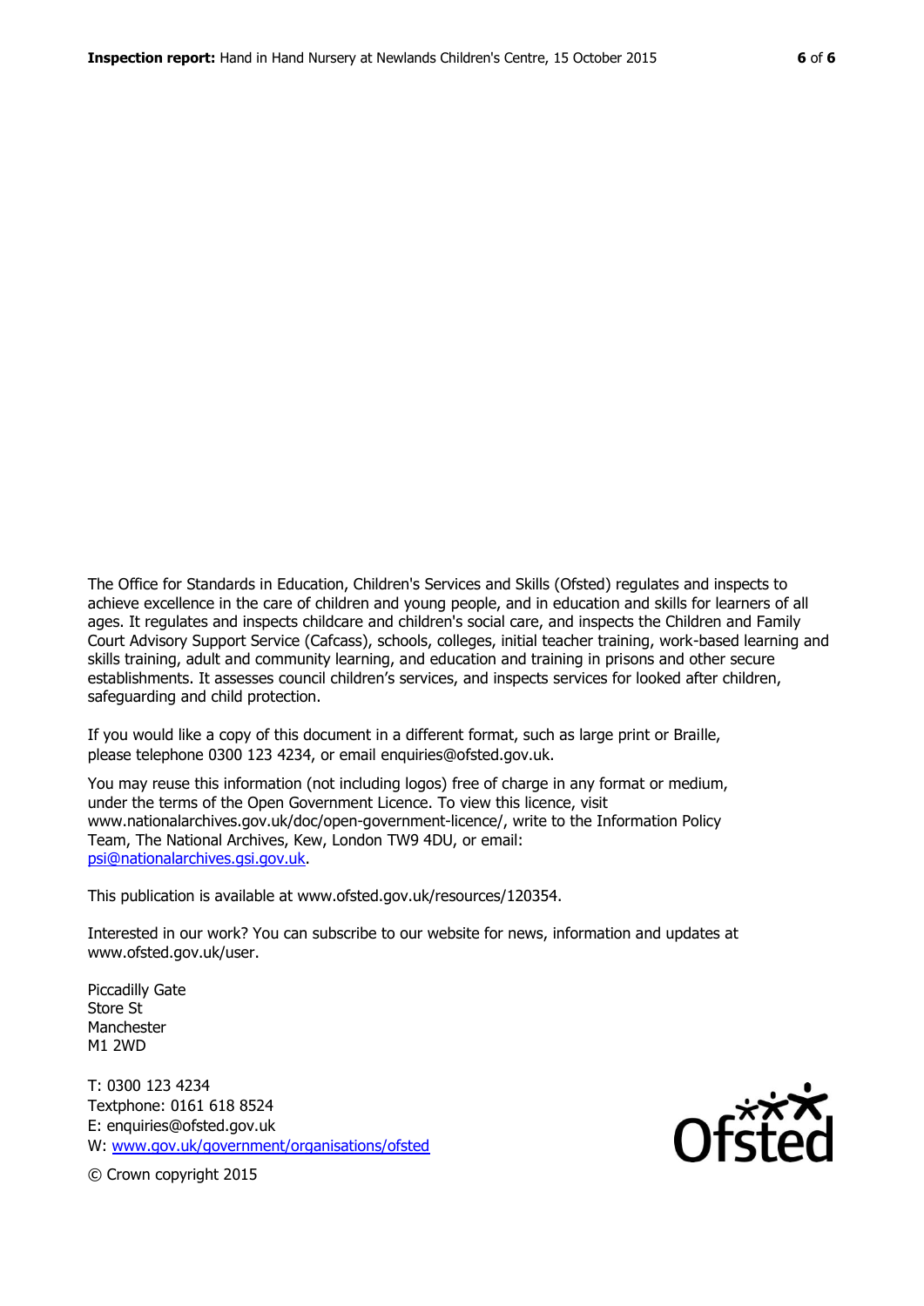The Office for Standards in Education, Children's Services and Skills (Ofsted) regulates and inspects to achieve excellence in the care of children and young people, and in education and skills for learners of all ages. It regulates and inspects childcare and children's social care, and inspects the Children and Family Court Advisory Support Service (Cafcass), schools, colleges, initial teacher training, work-based learning and skills training, adult and community learning, and education and training in prisons and other secure establishments. It assesses council children's services, and inspects services for looked after children, safeguarding and child protection.

If you would like a copy of this document in a different format, such as large print or Braille, please telephone 0300 123 4234, or email enquiries@ofsted.gov.uk.

You may reuse this information (not including logos) free of charge in any format or medium, under the terms of the Open Government Licence. To view this licence, visit www.nationalarchives.gov.uk/doc/open-government-licence/, write to the Information Policy Team, The National Archives, Kew, London TW9 4DU, or email: psi@nationalarchives.gsi.gov.uk.

This publication is available at www.ofsted.gov.uk/resources/120354.

Interested in our work? You can subscribe to our website for news, information and updates at www.ofsted.gov.uk/user.

Piccadilly Gate
Store St
Manchester
M1 2WD

T: 0300 123 4234
Textphone: 0161 618 8524
E: enquiries@ofsted.gov.uk
W: www.gov.uk/government/organisations/ofsted

© Crown copyright 2015